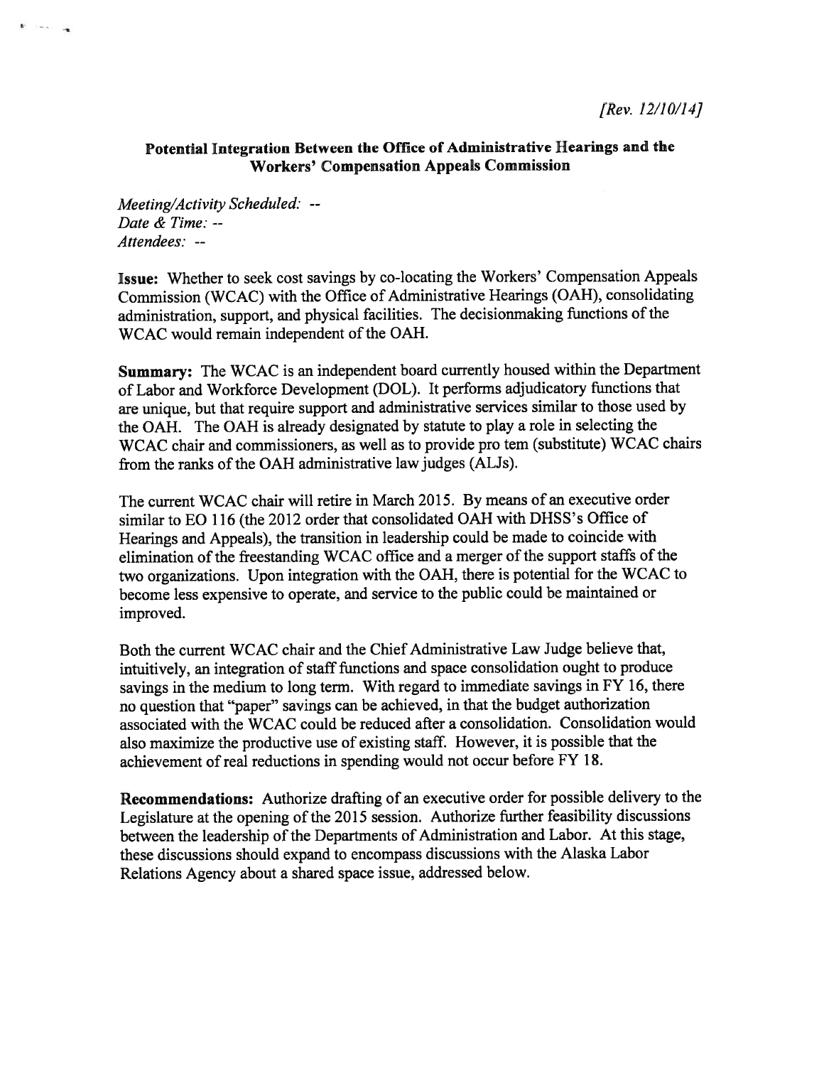*[Rev. 12/10/14]*

**Potential Integration Between the Office of Administrative Hearings and the Workers' Compensation Appeals Commission**

*Meeting/Activity Scheduled:* --
*Date & Time:* --
*Attendees:* --

**Issue:** Whether to seek cost savings by co-locating the Workers' Compensation Appeals Commission (WCAC) with the Office of Administrative Hearings (OAH), consolidating administration, support, and physical facilities. The decisionmaking functions of the WCAC would remain independent of the OAH.

**Summary:** The WCAC is an independent board currently housed within the Department of Labor and Workforce Development (DOL). It performs adjudicatory functions that are unique, but that require support and administrative services similar to those used by the OAH. The OAH is already designated by statute to play a role in selecting the WCAC chair and commissioners, as well as to provide pro tem (substitute) WCAC chairs from the ranks of the OAH administrative law judges (ALJs).

The current WCAC chair will retire in March 2015. By means of an executive order similar to EO 116 (the 2012 order that consolidated OAH with DHSS's Office of Hearings and Appeals), the transition in leadership could be made to coincide with elimination of the freestanding WCAC office and a merger of the support staffs of the two organizations. Upon integration with the OAH, there is potential for the WCAC to become less expensive to operate, and service to the public could be maintained or improved.

Both the current WCAC chair and the Chief Administrative Law Judge believe that, intuitively, an integration of staff functions and space consolidation ought to produce savings in the medium to long term. With regard to immediate savings in FY 16, there no question that "paper" savings can be achieved, in that the budget authorization associated with the WCAC could be reduced after a consolidation. Consolidation would also maximize the productive use of existing staff. However, it is possible that the achievement of real reductions in spending would not occur before FY 18.

**Recommendations:** Authorize drafting of an executive order for possible delivery to the Legislature at the opening of the 2015 session. Authorize further feasibility discussions between the leadership of the Departments of Administration and Labor. At this stage, these discussions should expand to encompass discussions with the Alaska Labor Relations Agency about a shared space issue, addressed below.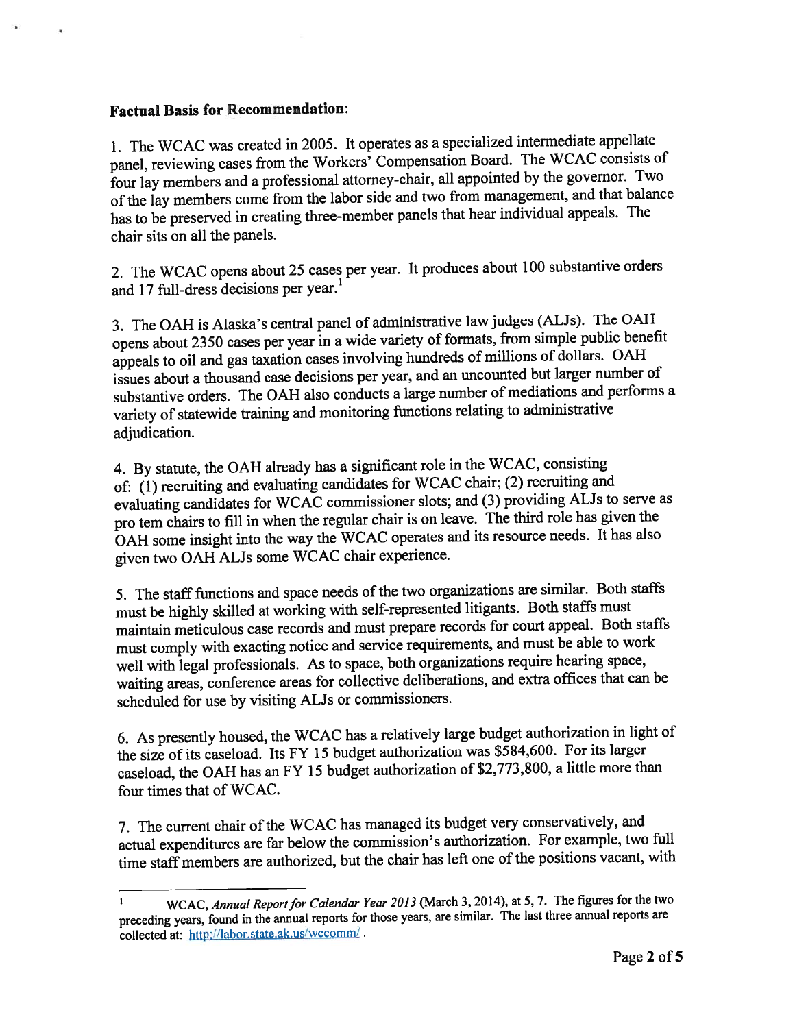**Factual Basis for Recommendation:**

1. The WCAC was created in 2005. It operates as a specialized intermediate appellate panel, reviewing cases from the Workers' Compensation Board. The WCAC consists of four lay members and a professional attorney-chair, all appointed by the governor. Two of the lay members come from the labor side and two from management, and that balance has to be preserved in creating three-member panels that hear individual appeals. The chair sits on all the panels.

2. The WCAC opens about 25 cases per year. It produces about 100 substantive orders and 17 full-dress decisions per year.[1]

3. The OAH is Alaska's central panel of administrative law judges (ALJs). The OAH opens about 2350 cases per year in a wide variety of formats, from simple public benefit appeals to oil and gas taxation cases involving hundreds of millions of dollars. OAH issues about a thousand case decisions per year, and an uncounted but larger number of substantive orders. The OAH also conducts a large number of mediations and performs a variety of statewide training and monitoring functions relating to administrative adjudication.

4. By statute, the OAH already has a significant role in the WCAC, consisting of: (1) recruiting and evaluating candidates for WCAC chair; (2) recruiting and evaluating candidates for WCAC commissioner slots; and (3) providing ALJs to serve as pro tem chairs to fill in when the regular chair is on leave. The third role has given the OAH some insight into the way the WCAC operates and its resource needs. It has also given two OAH ALJs some WCAC chair experience.

5. The staff functions and space needs of the two organizations are similar. Both staffs must be highly skilled at working with self-represented litigants. Both staffs must maintain meticulous case records and must prepare records for court appeal. Both staffs must comply with exacting notice and service requirements, and must be able to work well with legal professionals. As to space, both organizations require hearing space, waiting areas, conference areas for collective deliberations, and extra offices that can be scheduled for use by visiting ALJs or commissioners.

6. As presently housed, the WCAC has a relatively large budget authorization in light of the size of its caseload. Its FY 15 budget authorization was $584,600. For its larger caseload, the OAH has an FY 15 budget authorization of $2,773,800, a little more than four times that of WCAC.

7. The current chair of the WCAC has managed its budget very conservatively, and actual expenditures are far below the commission's authorization. For example, two full time staff members are authorized, but the chair has left one of the positions vacant, with

---

[1] WCAC, *Annual Report for Calendar Year 2013* (March 3, 2014), at 5, 7. The figures for the two preceding years, found in the annual reports for those years, are similar. The last three annual reports are collected at: http://labor.state.ak.us/wccomm/ .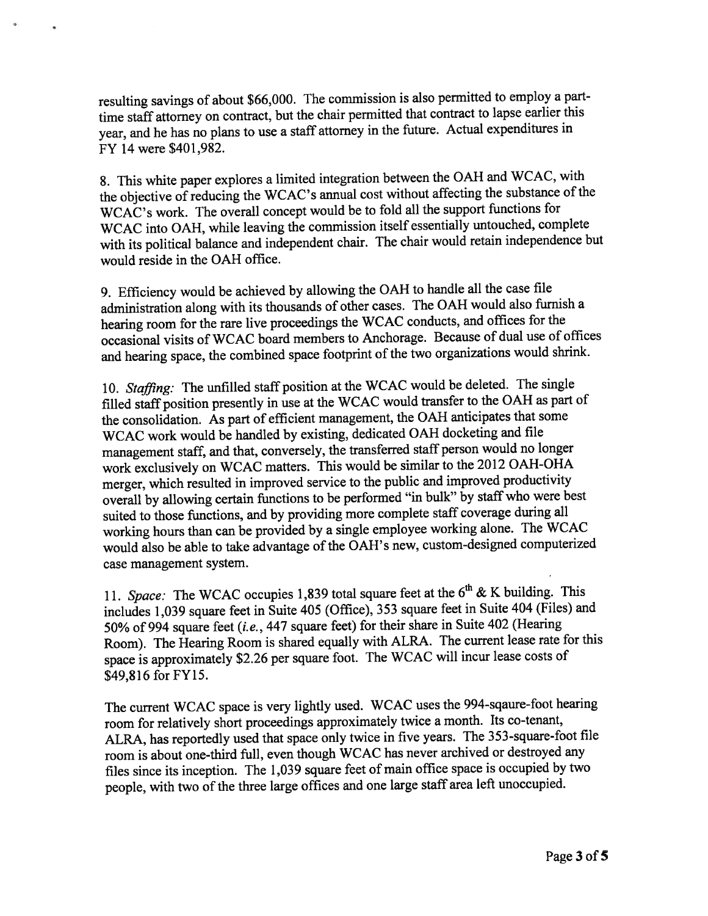resulting savings of about $66,000. The commission is also permitted to employ a part-time staff attorney on contract, but the chair permitted that contract to lapse earlier this year, and he has no plans to use a staff attorney in the future. Actual expenditures in FY 14 were $401,982.

8. This white paper explores a limited integration between the OAH and WCAC, with the objective of reducing the WCAC's annual cost without affecting the substance of the WCAC's work. The overall concept would be to fold all the support functions for WCAC into OAH, while leaving the commission itself essentially untouched, complete with its political balance and independent chair. The chair would retain independence but would reside in the OAH office.

9. Efficiency would be achieved by allowing the OAH to handle all the case file administration along with its thousands of other cases. The OAH would also furnish a hearing room for the rare live proceedings the WCAC conducts, and offices for the occasional visits of WCAC board members to Anchorage. Because of dual use of offices and hearing space, the combined space footprint of the two organizations would shrink.

10. *Staffing:* The unfilled staff position at the WCAC would be deleted. The single filled staff position presently in use at the WCAC would transfer to the OAH as part of the consolidation. As part of efficient management, the OAH anticipates that some WCAC work would be handled by existing, dedicated OAH docketing and file management staff, and that, conversely, the transferred staff person would no longer work exclusively on WCAC matters. This would be similar to the 2012 OAH-OHA merger, which resulted in improved service to the public and improved productivity overall by allowing certain functions to be performed "in bulk" by staff who were best suited to those functions, and by providing more complete staff coverage during all working hours than can be provided by a single employee working alone. The WCAC would also be able to take advantage of the OAH's new, custom-designed computerized case management system.

11. *Space:* The WCAC occupies 1,839 total square feet at the 6th & K building. This includes 1,039 square feet in Suite 405 (Office), 353 square feet in Suite 404 (Files) and 50% of 994 square feet (*i.e.*, 447 square feet) for their share in Suite 402 (Hearing Room). The Hearing Room is shared equally with ALRA. The current lease rate for this space is approximately $2.26 per square foot. The WCAC will incur lease costs of $49,816 for FY15.

The current WCAC space is very lightly used. WCAC uses the 994-sqaure-foot hearing room for relatively short proceedings approximately twice a month. Its co-tenant, ALRA, has reportedly used that space only twice in five years. The 353-square-foot file room is about one-third full, even though WCAC has never archived or destroyed any files since its inception. The 1,039 square feet of main office space is occupied by two people, with two of the three large offices and one large staff area left unoccupied.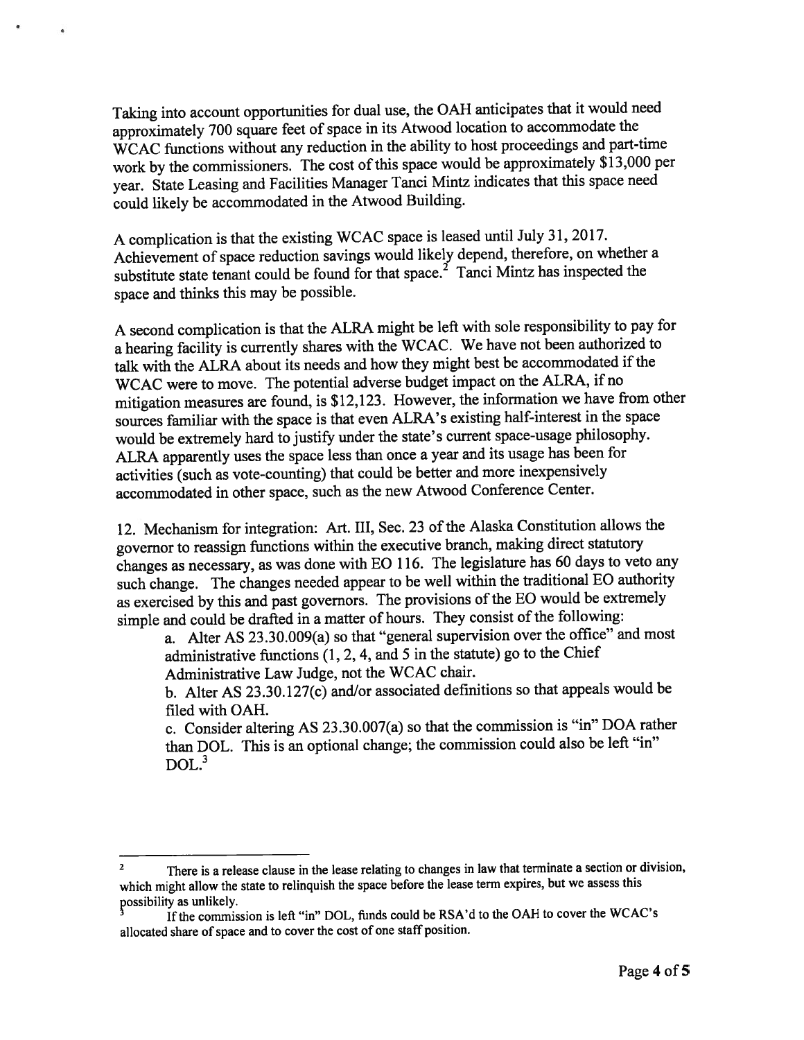Taking into account opportunities for dual use, the OAH anticipates that it would need approximately 700 square feet of space in its Atwood location to accommodate the WCAC functions without any reduction in the ability to host proceedings and part-time work by the commissioners. The cost of this space would be approximately $13,000 per year. State Leasing and Facilities Manager Tanci Mintz indicates that this space need could likely be accommodated in the Atwood Building.

A complication is that the existing WCAC space is leased until July 31, 2017. Achievement of space reduction savings would likely depend, therefore, on whether a substitute state tenant could be found for that space.[2] Tanci Mintz has inspected the space and thinks this may be possible.

A second complication is that the ALRA might be left with sole responsibility to pay for a hearing facility is currently shares with the WCAC. We have not been authorized to talk with the ALRA about its needs and how they might best be accommodated if the WCAC were to move. The potential adverse budget impact on the ALRA, if no mitigation measures are found, is $12,123. However, the information we have from other sources familiar with the space is that even ALRA's existing half-interest in the space would be extremely hard to justify under the state's current space-usage philosophy. ALRA apparently uses the space less than once a year and its usage has been for activities (such as vote-counting) that could be better and more inexpensively accommodated in other space, such as the new Atwood Conference Center.

12. Mechanism for integration: Art. III, Sec. 23 of the Alaska Constitution allows the governor to reassign functions within the executive branch, making direct statutory changes as necessary, as was done with EO 116. The legislature has 60 days to veto any such change. The changes needed appear to be well within the traditional EO authority as exercised by this and past governors. The provisions of the EO would be extremely simple and could be drafted in a matter of hours. They consist of the following:

a. Alter AS 23.30.009(a) so that "general supervision over the office" and most administrative functions (1, 2, 4, and 5 in the statute) go to the Chief Administrative Law Judge, not the WCAC chair.

b. Alter AS 23.30.127(c) and/or associated definitions so that appeals would be filed with OAH.

c. Consider altering AS 23.30.007(a) so that the commission is "in" DOA rather than DOL. This is an optional change; the commission could also be left "in" DOL.[3]

---

[2] There is a release clause in the lease relating to changes in law that terminate a section or division, which might allow the state to relinquish the space before the lease term expires, but we assess this possibility as unlikely.

[3] If the commission is left "in" DOL, funds could be RSA'd to the OAH to cover the WCAC's allocated share of space and to cover the cost of one staff position.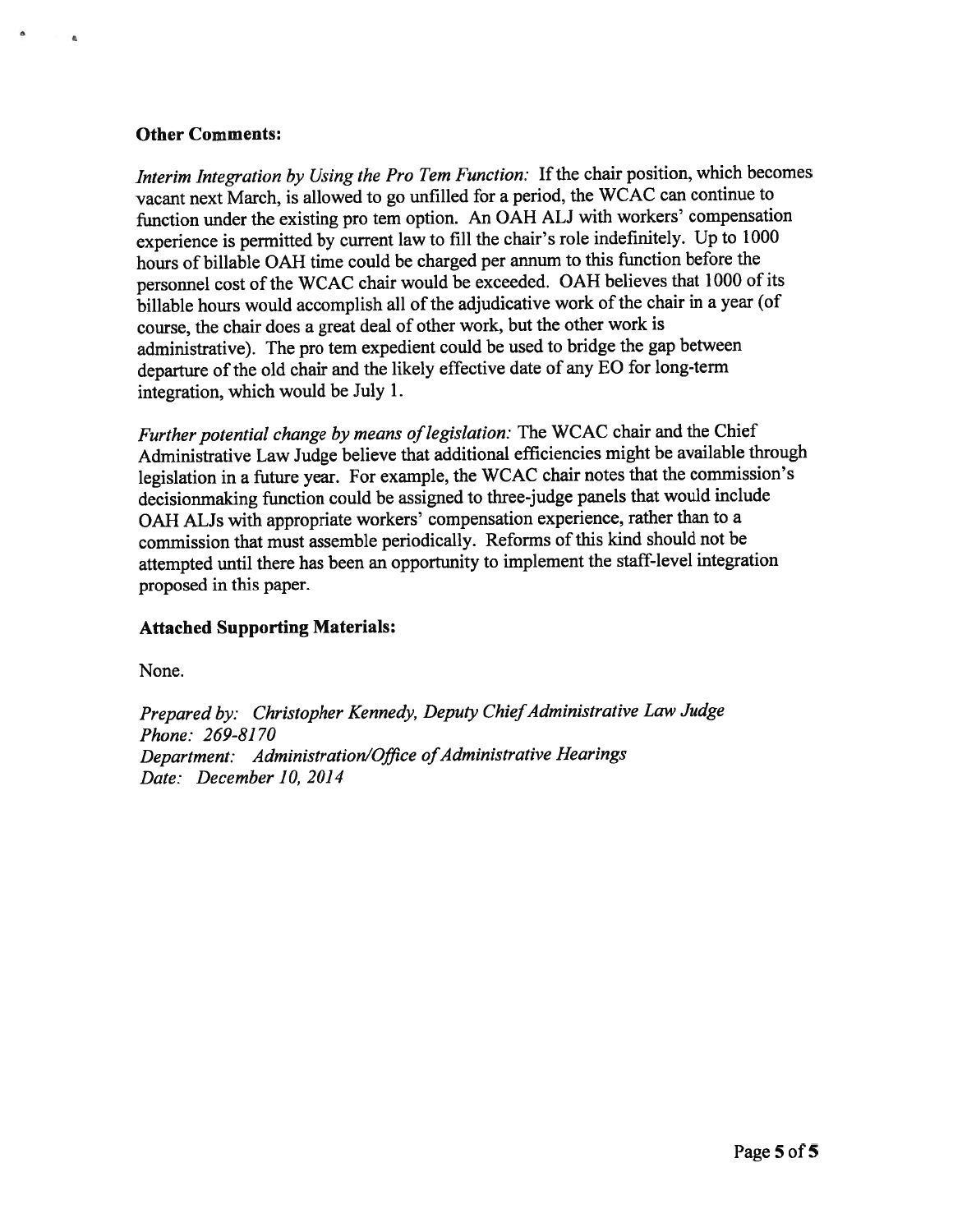**Other Comments:**

*Interim Integration by Using the Pro Tem Function:* If the chair position, which becomes vacant next March, is allowed to go unfilled for a period, the WCAC can continue to function under the existing pro tem option. An OAH ALJ with workers' compensation experience is permitted by current law to fill the chair's role indefinitely. Up to 1000 hours of billable OAH time could be charged per annum to this function before the personnel cost of the WCAC chair would be exceeded. OAH believes that 1000 of its billable hours would accomplish all of the adjudicative work of the chair in a year (of course, the chair does a great deal of other work, but the other work is administrative). The pro tem expedient could be used to bridge the gap between departure of the old chair and the likely effective date of any EO for long-term integration, which would be July 1.

*Further potential change by means of legislation:* The WCAC chair and the Chief Administrative Law Judge believe that additional efficiencies might be available through legislation in a future year. For example, the WCAC chair notes that the commission's decisionmaking function could be assigned to three-judge panels that would include OAH ALJs with appropriate workers' compensation experience, rather than to a commission that must assemble periodically. Reforms of this kind should not be attempted until there has been an opportunity to implement the staff-level integration proposed in this paper.

**Attached Supporting Materials:**

None.

*Prepared by: Christopher Kennedy, Deputy Chief Administrative Law Judge*
*Phone: 269-8170*
*Department: Administration/Office of Administrative Hearings*
*Date: December 10, 2014*